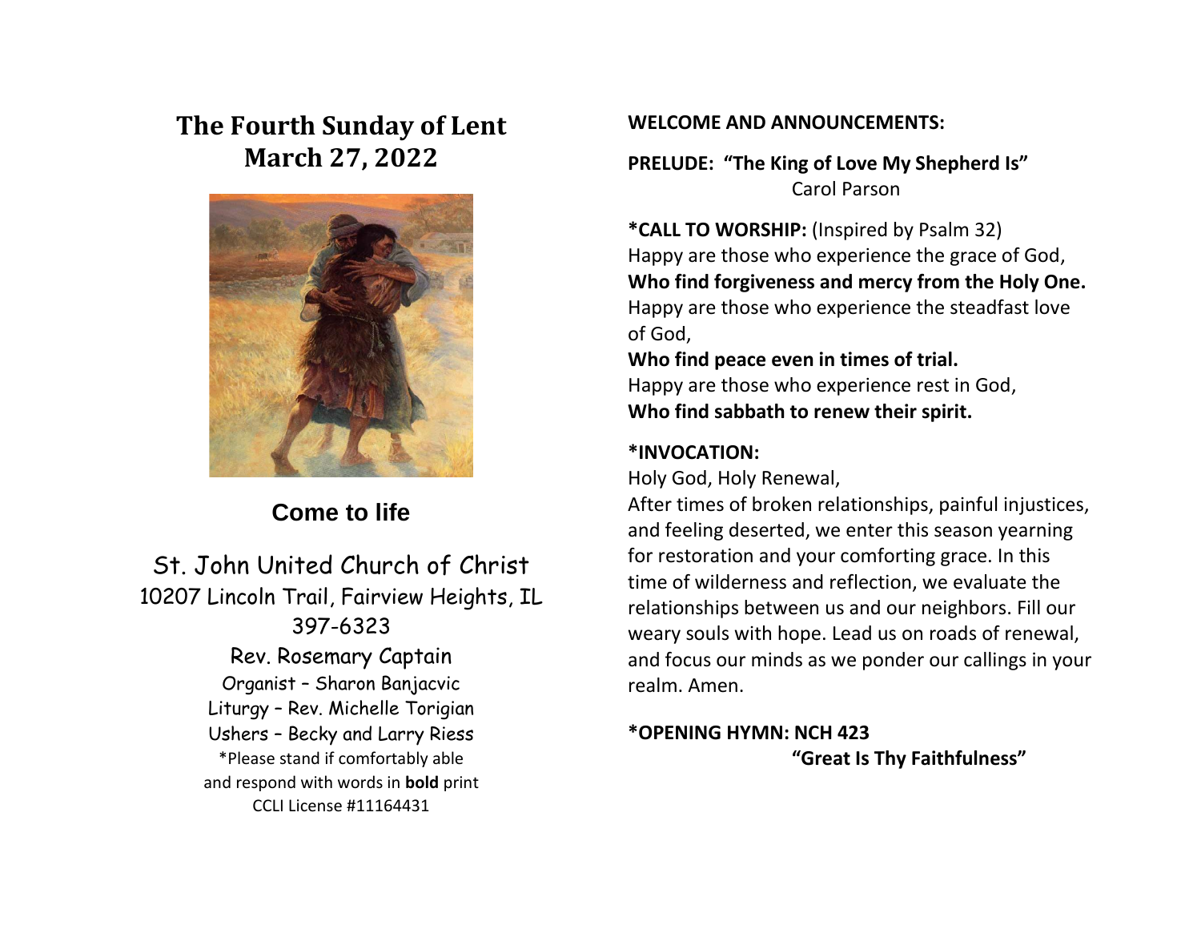# The Fourth Sunday of Lent
# March 27, 2022

## Come to life

St. John United Church of Christ
10207 Lincoln Trail, Fairview Heights, IL
397-6323
Rev. Rosemary Captain
Organist – Sharon Banjacvic
Liturgy – Rev. Michelle Torigian
Ushers – Becky and Larry Riess
*Please stand if comfortably able
and respond with words in **bold** print
CCLI License #11164431

**WELCOME AND ANNOUNCEMENTS:**

**PRELUDE: "The King of Love My Shepherd Is"**
Carol Parson

***CALL TO WORSHIP:** (Inspired by Psalm 32)
Happy are those who experience the grace of God,
**Who find forgiveness and mercy from the Holy One.**
Happy are those who experience the steadfast love of God,
**Who find peace even in times of trial.**
Happy are those who experience rest in God,
**Who find sabbath to renew their spirit.**

***INVOCATION:**
Holy God, Holy Renewal,
After times of broken relationships, painful injustices, and feeling deserted, we enter this season yearning for restoration and your comforting grace. In this time of wilderness and reflection, we evaluate the relationships between us and our neighbors. Fill our weary souls with hope. Lead us on roads of renewal, and focus our minds as we ponder our callings in your realm. Amen.

***OPENING HYMN: NCH 423**
**"Great Is Thy Faithfulness"**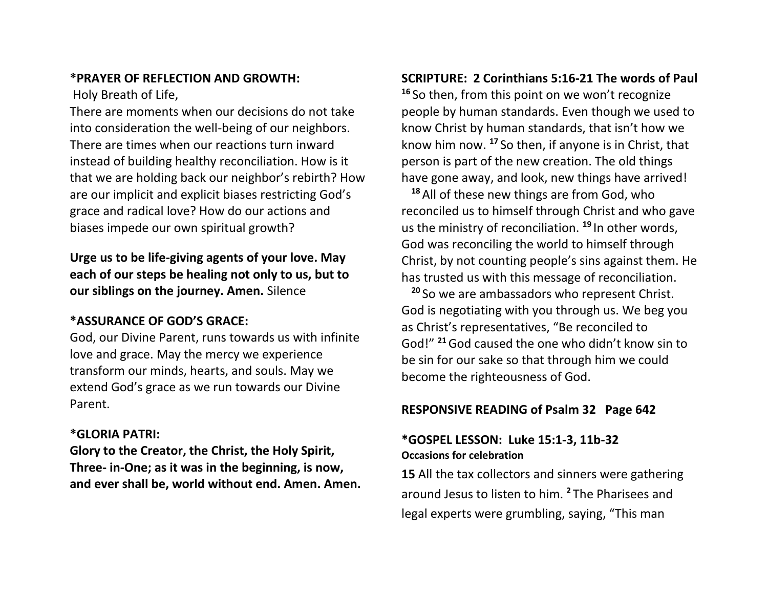**\*PRAYER OF REFLECTION AND GROWTH:**

Holy Breath of Life,

There are moments when our decisions do not take into consideration the well-being of our neighbors. There are times when our reactions turn inward instead of building healthy reconciliation. How is it that we are holding back our neighbor's rebirth? How are our implicit and explicit biases restricting God's grace and radical love? How do our actions and biases impede our own spiritual growth?

**Urge us to be life-giving agents of your love. May each of our steps be healing not only to us, but to our siblings on the journey. Amen.** Silence

**\*ASSURANCE OF GOD'S GRACE:**

God, our Divine Parent, runs towards us with infinite love and grace. May the mercy we experience transform our minds, hearts, and souls. May we extend God's grace as we run towards our Divine Parent.

**\*GLORIA PATRI:**

**Glory to the Creator, the Christ, the Holy Spirit, Three- in-One; as it was in the beginning, is now, and ever shall be, world without end. Amen. Amen.**

**SCRIPTURE: 2 Corinthians 5:16-21 The words of Paul**

**16** So then, from this point on we won't recognize people by human standards. Even though we used to know Christ by human standards, that isn't how we know him now. **17** So then, if anyone is in Christ, that person is part of the new creation. The old things have gone away, and look, new things have arrived!

**18** All of these new things are from God, who reconciled us to himself through Christ and who gave us the ministry of reconciliation. **19** In other words, God was reconciling the world to himself through Christ, by not counting people's sins against them. He has trusted us with this message of reconciliation.

**20** So we are ambassadors who represent Christ. God is negotiating with you through us. We beg you as Christ's representatives, "Be reconciled to God!" **21** God caused the one who didn't know sin to be sin for our sake so that through him we could become the righteousness of God.

**RESPONSIVE READING of Psalm 32 Page 642**

**\*GOSPEL LESSON: Luke 15:1-3, 11b-32**

**Occasions for celebration**

**15** All the tax collectors and sinners were gathering around Jesus to listen to him. **2** The Pharisees and legal experts were grumbling, saying, "This man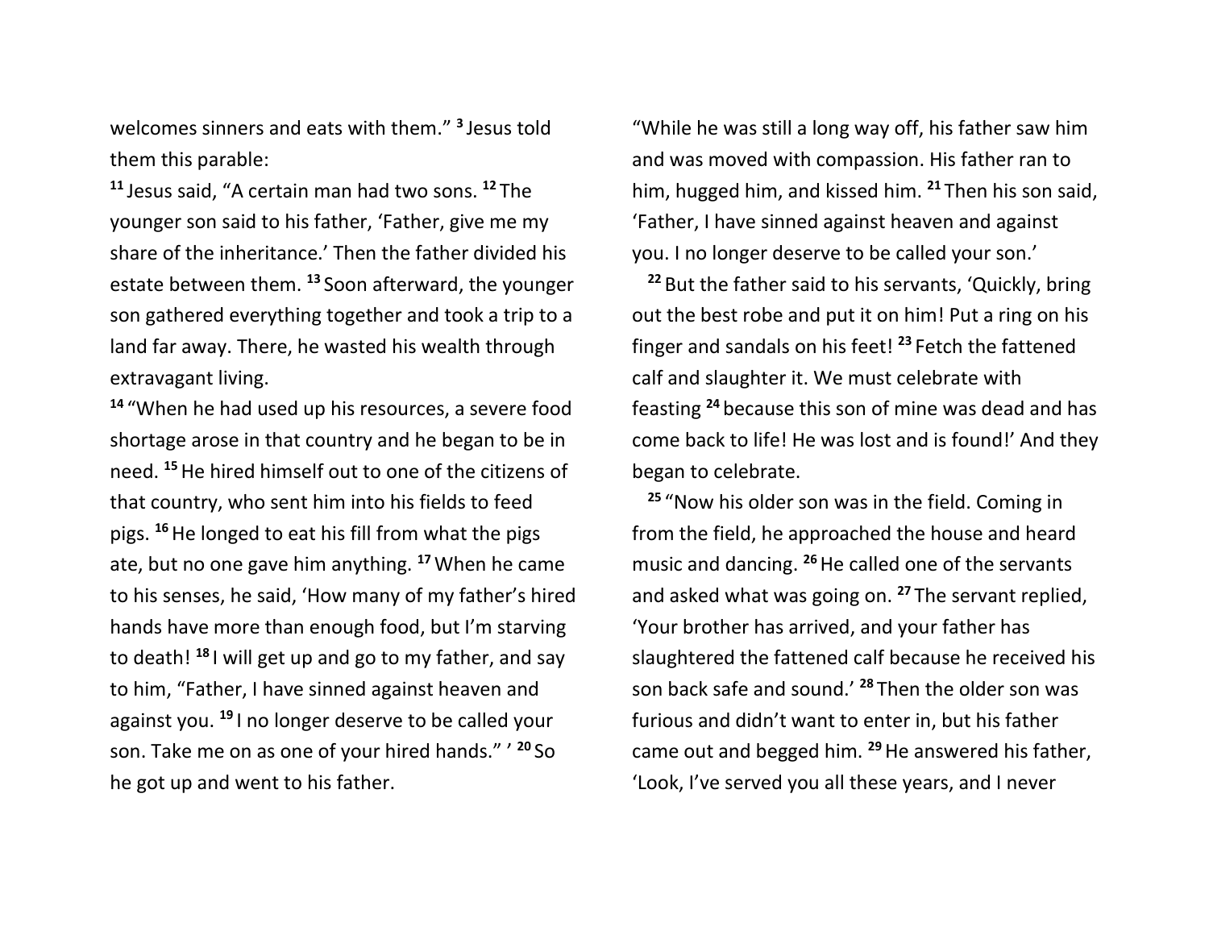welcomes sinners and eats with them.” [3] Jesus told them this parable:

[11] Jesus said, “A certain man had two sons. [12] The younger son said to his father, ‘Father, give me my share of the inheritance.’ Then the father divided his estate between them. [13] Soon afterward, the younger son gathered everything together and took a trip to a land far away. There, he wasted his wealth through extravagant living.

[14] “When he had used up his resources, a severe food shortage arose in that country and he began to be in need. [15] He hired himself out to one of the citizens of that country, who sent him into his fields to feed pigs. [16] He longed to eat his fill from what the pigs ate, but no one gave him anything. [17] When he came to his senses, he said, ‘How many of my father’s hired hands have more than enough food, but I’m starving to death! [18] I will get up and go to my father, and say to him, “Father, I have sinned against heaven and against you. [19] I no longer deserve to be called your son. Take me on as one of your hired hands.” ’ [20] So he got up and went to his father.

“While he was still a long way off, his father saw him and was moved with compassion. His father ran to him, hugged him, and kissed him. [21] Then his son said, ‘Father, I have sinned against heaven and against you. I no longer deserve to be called your son.’

[22] But the father said to his servants, ‘Quickly, bring out the best robe and put it on him! Put a ring on his finger and sandals on his feet! [23] Fetch the fattened calf and slaughter it. We must celebrate with feasting [24] because this son of mine was dead and has come back to life! He was lost and is found!’ And they began to celebrate.

[25] “Now his older son was in the field. Coming in from the field, he approached the house and heard music and dancing. [26] He called one of the servants and asked what was going on. [27] The servant replied, ‘Your brother has arrived, and your father has slaughtered the fattened calf because he received his son back safe and sound.’ [28] Then the older son was furious and didn’t want to enter in, but his father came out and begged him. [29] He answered his father, ‘Look, I’ve served you all these years, and I never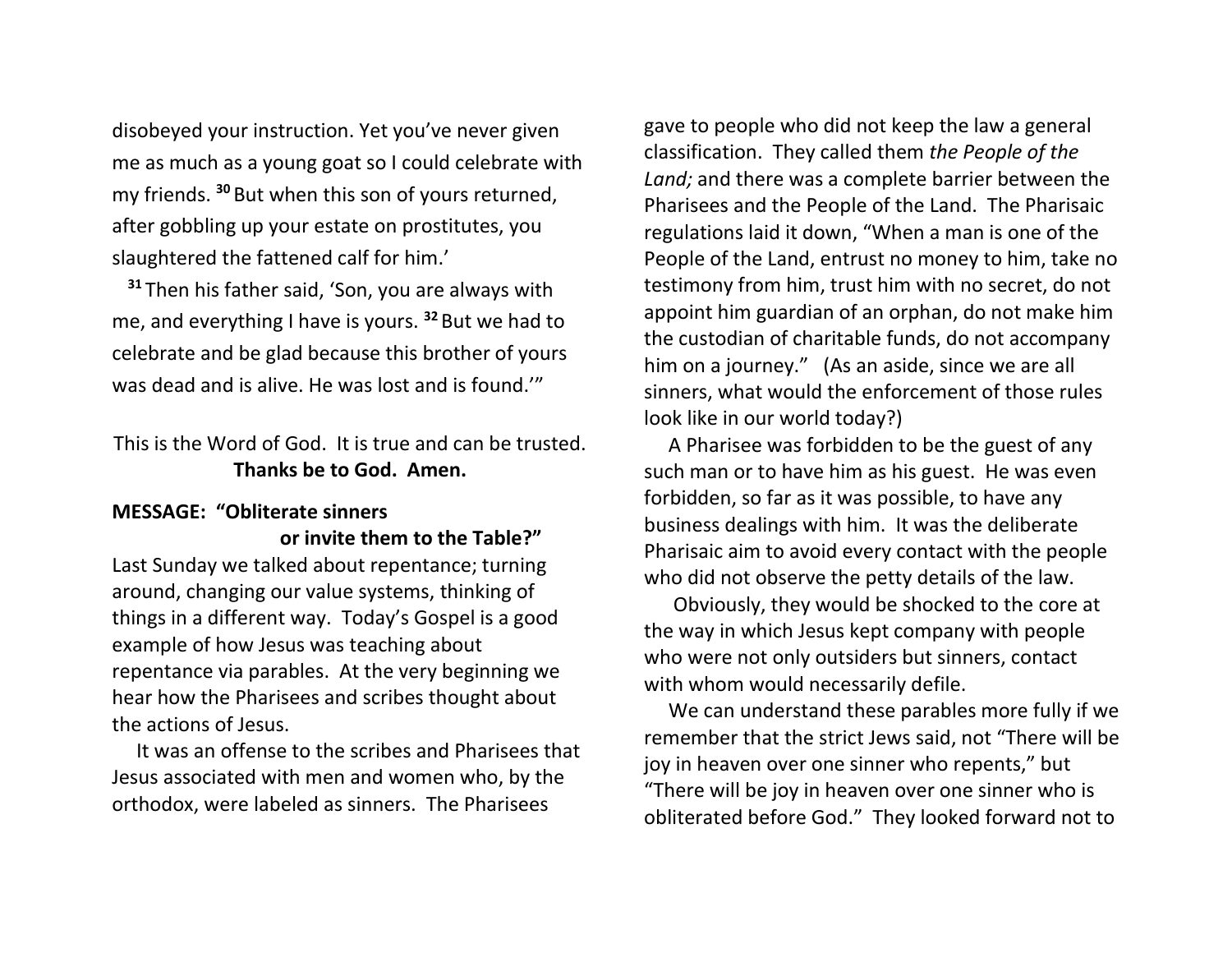disobeyed your instruction. Yet you've never given me as much as a young goat so I could celebrate with my friends. [30] But when this son of yours returned, after gobbling up your estate on prostitutes, you slaughtered the fattened calf for him.'

[31] Then his father said, 'Son, you are always with me, and everything I have is yours. [32] But we had to celebrate and be glad because this brother of yours was dead and is alive. He was lost and is found.'"

This is the Word of God. It is true and can be trusted.
**Thanks be to God. Amen.**

**MESSAGE: "Obliterate sinners or invite them to the Table?"**

Last Sunday we talked about repentance; turning around, changing our value systems, thinking of things in a different way. Today's Gospel is a good example of how Jesus was teaching about repentance via parables. At the very beginning we hear how the Pharisees and scribes thought about the actions of Jesus.

It was an offense to the scribes and Pharisees that Jesus associated with men and women who, by the orthodox, were labeled as sinners. The Pharisees gave to people who did not keep the law a general classification. They called them *the People of the Land;* and there was a complete barrier between the Pharisees and the People of the Land. The Pharisaic regulations laid it down, "When a man is one of the People of the Land, entrust no money to him, take no testimony from him, trust him with no secret, do not appoint him guardian of an orphan, do not make him the custodian of charitable funds, do not accompany him on a journey." (As an aside, since we are all sinners, what would the enforcement of those rules look like in our world today?)

A Pharisee was forbidden to be the guest of any such man or to have him as his guest. He was even forbidden, so far as it was possible, to have any business dealings with him. It was the deliberate Pharisaic aim to avoid every contact with the people who did not observe the petty details of the law.

Obviously, they would be shocked to the core at the way in which Jesus kept company with people who were not only outsiders but sinners, contact with whom would necessarily defile.

We can understand these parables more fully if we remember that the strict Jews said, not "There will be joy in heaven over one sinner who repents," but "There will be joy in heaven over one sinner who is obliterated before God." They looked forward not to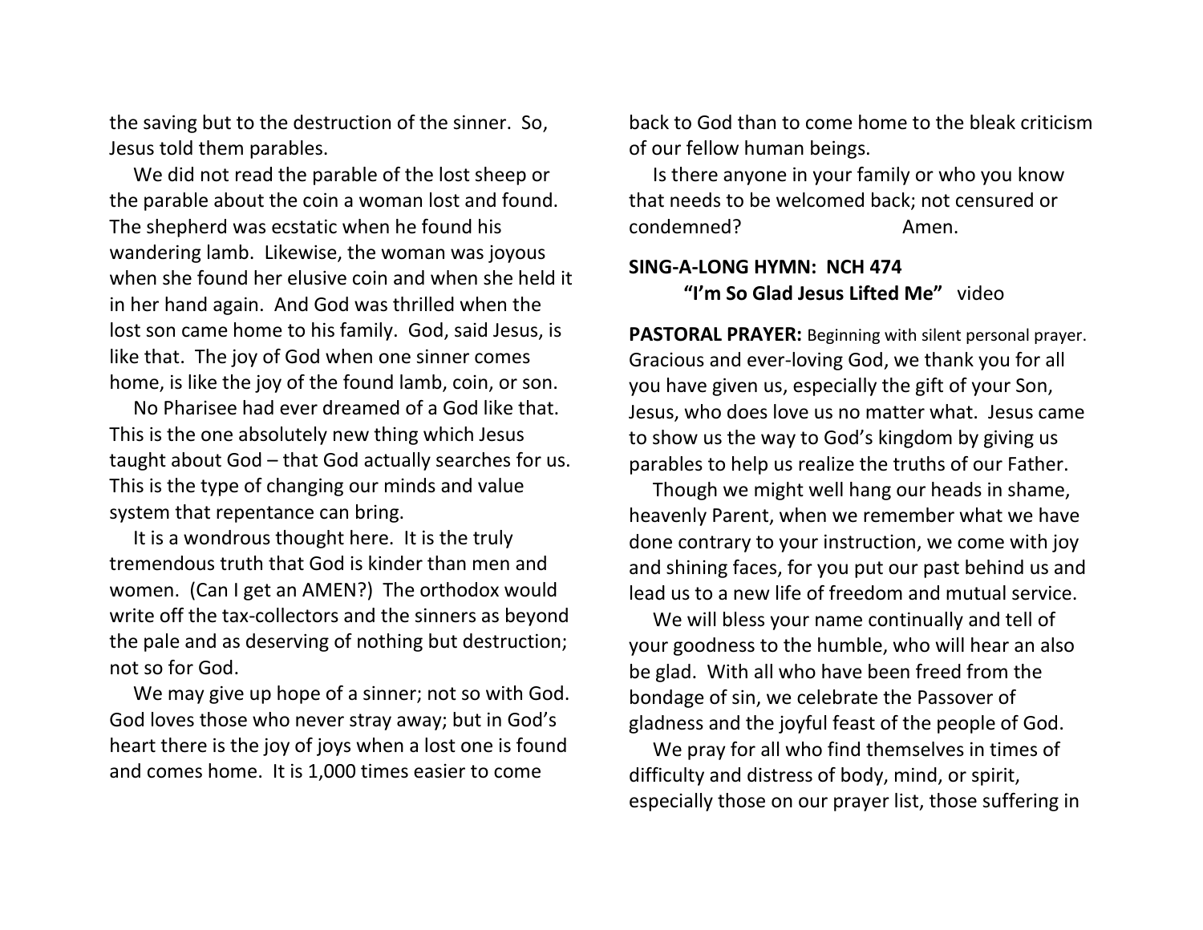the saving but to the destruction of the sinner. So, Jesus told them parables.

We did not read the parable of the lost sheep or the parable about the coin a woman lost and found. The shepherd was ecstatic when he found his wandering lamb. Likewise, the woman was joyous when she found her elusive coin and when she held it in her hand again. And God was thrilled when the lost son came home to his family. God, said Jesus, is like that. The joy of God when one sinner comes home, is like the joy of the found lamb, coin, or son.

No Pharisee had ever dreamed of a God like that. This is the one absolutely new thing which Jesus taught about God – that God actually searches for us. This is the type of changing our minds and value system that repentance can bring.

It is a wondrous thought here. It is the truly tremendous truth that God is kinder than men and women. (Can I get an AMEN?) The orthodox would write off the tax-collectors and the sinners as beyond the pale and as deserving of nothing but destruction; not so for God.

We may give up hope of a sinner; not so with God. God loves those who never stray away; but in God's heart there is the joy of joys when a lost one is found and comes home. It is 1,000 times easier to come back to God than to come home to the bleak criticism of our fellow human beings.

Is there anyone in your family or who you know that needs to be welcomed back; not censured or condemned? Amen.

**SING-A-LONG HYMN: NCH 474**
**"I'm So Glad Jesus Lifted Me"** video

**PASTORAL PRAYER:** Beginning with silent personal prayer.
Gracious and ever-loving God, we thank you for all you have given us, especially the gift of your Son, Jesus, who does love us no matter what. Jesus came to show us the way to God's kingdom by giving us parables to help us realize the truths of our Father.

Though we might well hang our heads in shame, heavenly Parent, when we remember what we have done contrary to your instruction, we come with joy and shining faces, for you put our past behind us and lead us to a new life of freedom and mutual service.

We will bless your name continually and tell of your goodness to the humble, who will hear an also be glad. With all who have been freed from the bondage of sin, we celebrate the Passover of gladness and the joyful feast of the people of God.

We pray for all who find themselves in times of difficulty and distress of body, mind, or spirit, especially those on our prayer list, those suffering in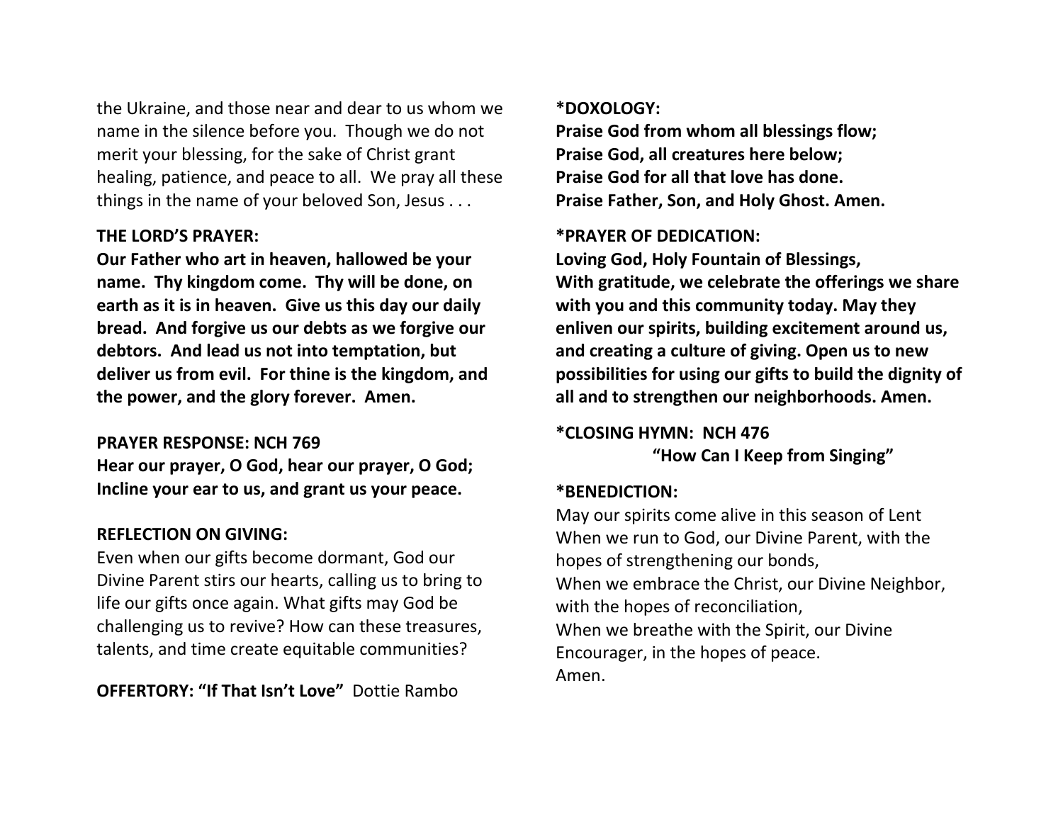the Ukraine, and those near and dear to us whom we name in the silence before you. Though we do not merit your blessing, for the sake of Christ grant healing, patience, and peace to all. We pray all these things in the name of your beloved Son, Jesus . . .

**THE LORD'S PRAYER:**

**Our Father who art in heaven, hallowed be your name. Thy kingdom come. Thy will be done, on earth as it is in heaven. Give us this day our daily bread. And forgive us our debts as we forgive our debtors. And lead us not into temptation, but deliver us from evil. For thine is the kingdom, and the power, and the glory forever. Amen.**

**PRAYER RESPONSE: NCH 769**

**Hear our prayer, O God, hear our prayer, O God; Incline your ear to us, and grant us your peace.**

**REFLECTION ON GIVING:**

Even when our gifts become dormant, God our Divine Parent stirs our hearts, calling us to bring to life our gifts once again. What gifts may God be challenging us to revive? How can these treasures, talents, and time create equitable communities?

**OFFERTORY: "If That Isn't Love"** Dottie Rambo

***DOXOLOGY:**

**Praise God from whom all blessings flow;**
**Praise God, all creatures here below;**
**Praise God for all that love has done.**
**Praise Father, Son, and Holy Ghost. Amen.**

***PRAYER OF DEDICATION:**

**Loving God, Holy Fountain of Blessings,**
**With gratitude, we celebrate the offerings we share with you and this community today. May they enliven our spirits, building excitement around us, and creating a culture of giving. Open us to new possibilities for using our gifts to build the dignity of all and to strengthen our neighborhoods. Amen.**

***CLOSING HYMN: NCH 476**
**"How Can I Keep from Singing"**

***BENEDICTION:**

May our spirits come alive in this season of Lent
When we run to God, our Divine Parent, with the hopes of strengthening our bonds,
When we embrace the Christ, our Divine Neighbor, with the hopes of reconciliation,
When we breathe with the Spirit, our Divine Encourager, in the hopes of peace.
Amen.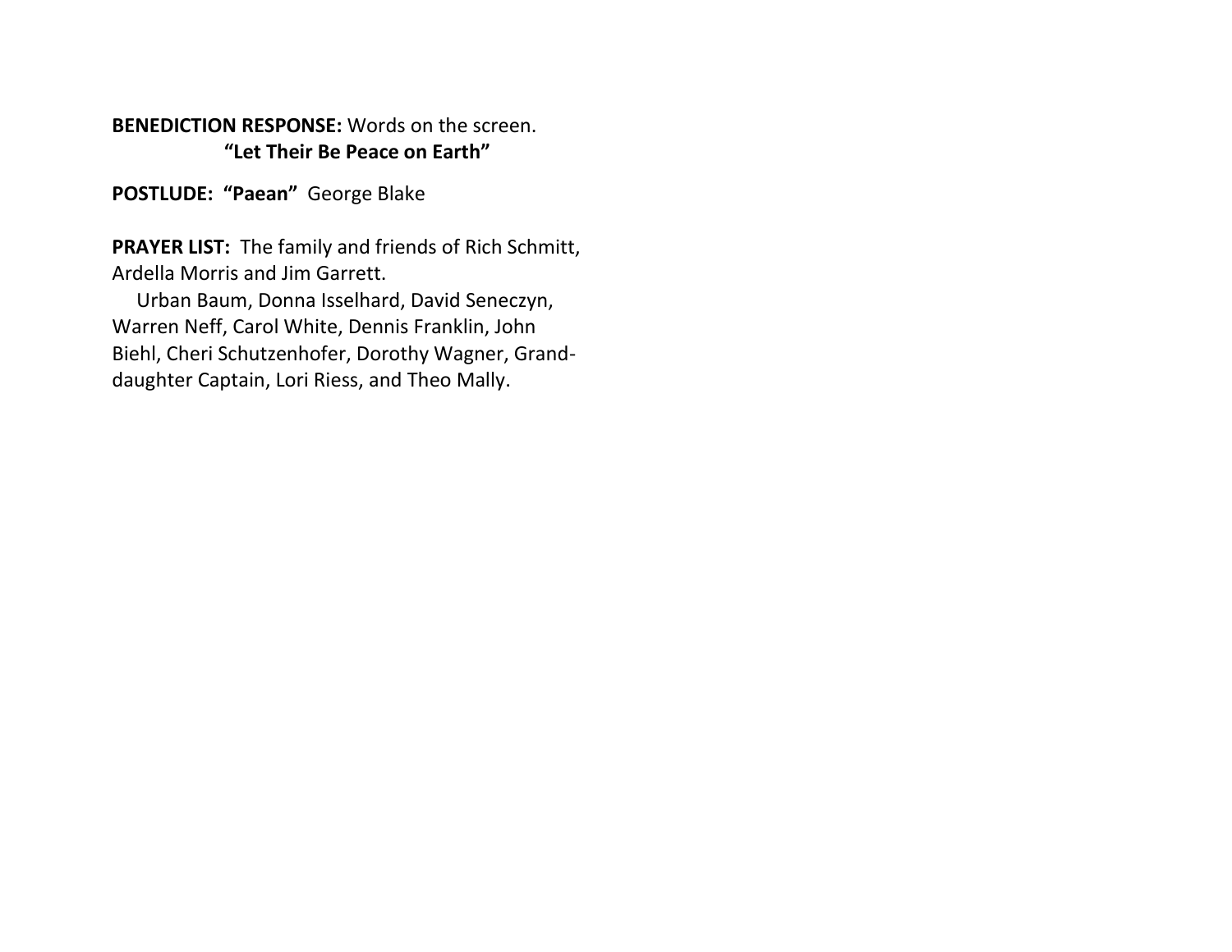**BENEDICTION RESPONSE:** Words on the screen.

**"Let Their Be Peace on Earth"**

**POSTLUDE: "Paean"** George Blake

**PRAYER LIST:** The family and friends of Rich Schmitt, Ardella Morris and Jim Garrett.

Urban Baum, Donna Isselhard, David Seneczyn, Warren Neff, Carol White, Dennis Franklin, John Biehl, Cheri Schutzenhofer, Dorothy Wagner, Grand-daughter Captain, Lori Riess, and Theo Mally.